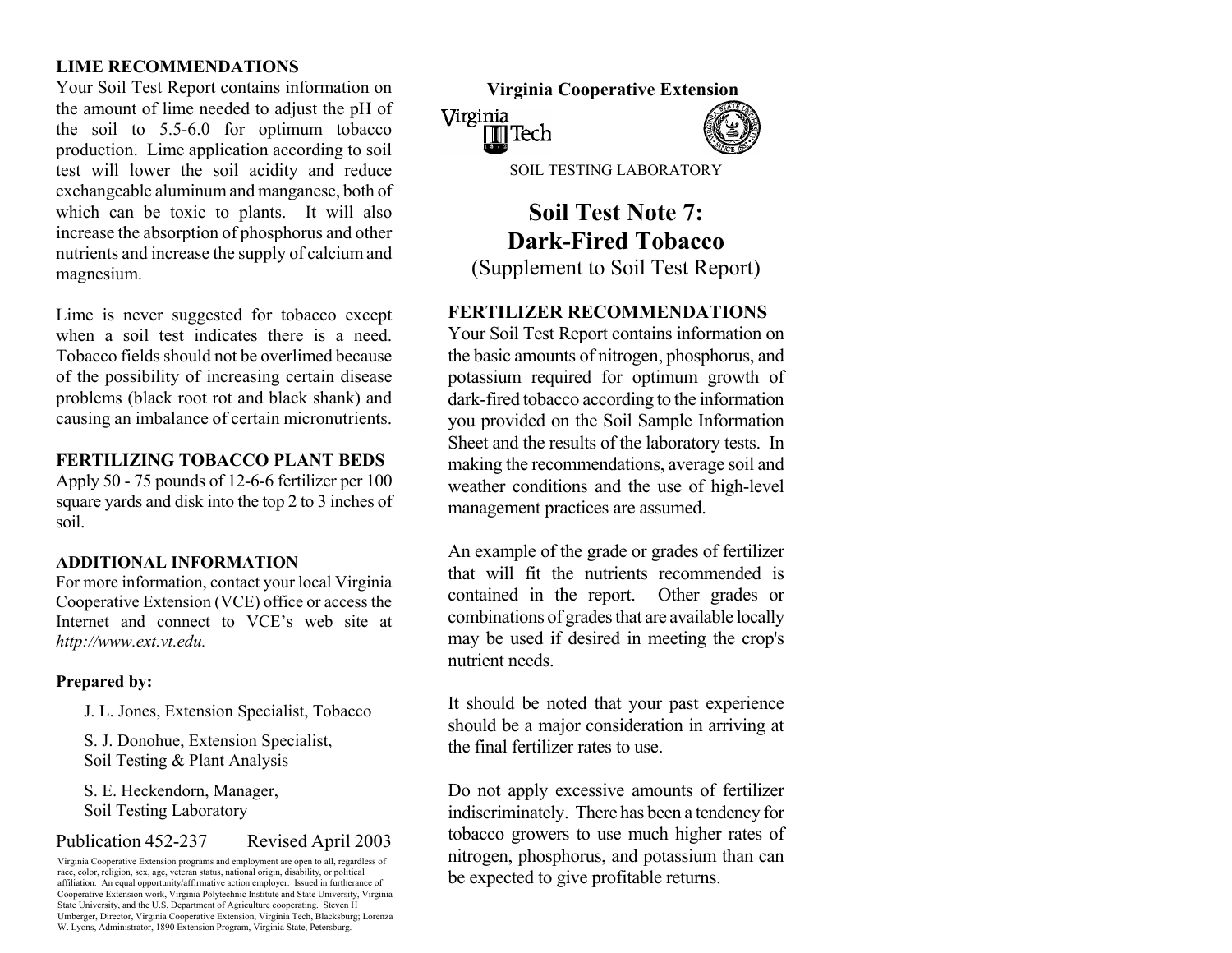Virginia Cooperative Extension

SOIL TESTING LABORATORY

# Soil Test Note 7: Dark-Fired Tobacco

(Supplement to Soil Test Report)

## FERTILIZER RECOMMENDATIONS

Your Soil Test Report contains information on the basic amounts of nitrogen, phosphorus, and potassium required for optimum growth of dark-fired tobacco according to the information you provided on the Soil Sample Information Sheet and the results of the laboratory tests. In making the recommendations, average soil and weather conditions and the use of high-level management practices are assumed.

An example of the grade or grades of fertilizer that will fit the nutrients recommended is contained in the report. Other grades or combinations of grades that are available locally may be used if desired in meeting the crop's nutrient needs.

It should be noted that your past experience should be a major consideration in arriving at the final fertilizer rates to use.

Do not apply excessive amounts of fertilizer indiscriminately. There has been a tendency for tobacco growers to use much higher rates of nitrogen, phosphorus, and potassium than can be expected to give profitable returns.

## LIME RECOMMENDATIONS

Your Soil Test Report contains information on the amount of lime needed to adjust the pH of the soil to 5.5-6.0 for optimum tobacco production. Lime application according to soil test will lower the soil acidity and reduce exchangeable aluminum and manganese, both of which can be toxic to plants. It will also increase the absorption of phosphorus and other nutrients and increase the supply of calcium and magnesium.

Lime is never suggested for tobacco except when a soil test indicates there is a need. Tobacco fields should not be overlimed because of the possibility of increasing certain disease problems (black root rot and black shank) and causing an imbalance of certain micronutrients.

## FERTILIZING TOBACCO PLANT BEDS

Apply 50 - 75 pounds of 12-6-6 fertilizer per 100 square yards and disk into the top 2 to 3 inches of soil.

## ADDITIONAL INFORMATION

For more information, contact your local Virginia Cooperative Extension (VCE) office or access the Internet and connect to VCE's web site at *http://www.ext.vt.edu.*

**Prepared by:**

J. L. Jones, Extension Specialist, Tobacco

S. J. Donohue, Extension Specialist, Soil Testing & Plant Analysis

S. E. Heckendorn, Manager, Soil Testing Laboratory

Publication 452-237 Revised April 2003

Virginia Cooperative Extension programs and employment are open to all, regardless of race, color, religion, sex, age, veteran status, national origin, disability, or political affiliation. An equal opportunity/affirmative action employer. Issued in furtherance of Cooperative Extension work, Virginia Polytechnic Institute and State University, Virginia State University, and the U.S. Department of Agriculture cooperating. Steven H Umberger, Director, Virginia Cooperative Extension, Virginia Tech, Blacksburg; Lorenza W. Lyons, Administrator, 1890 Extension Program, Virginia State, Petersburg.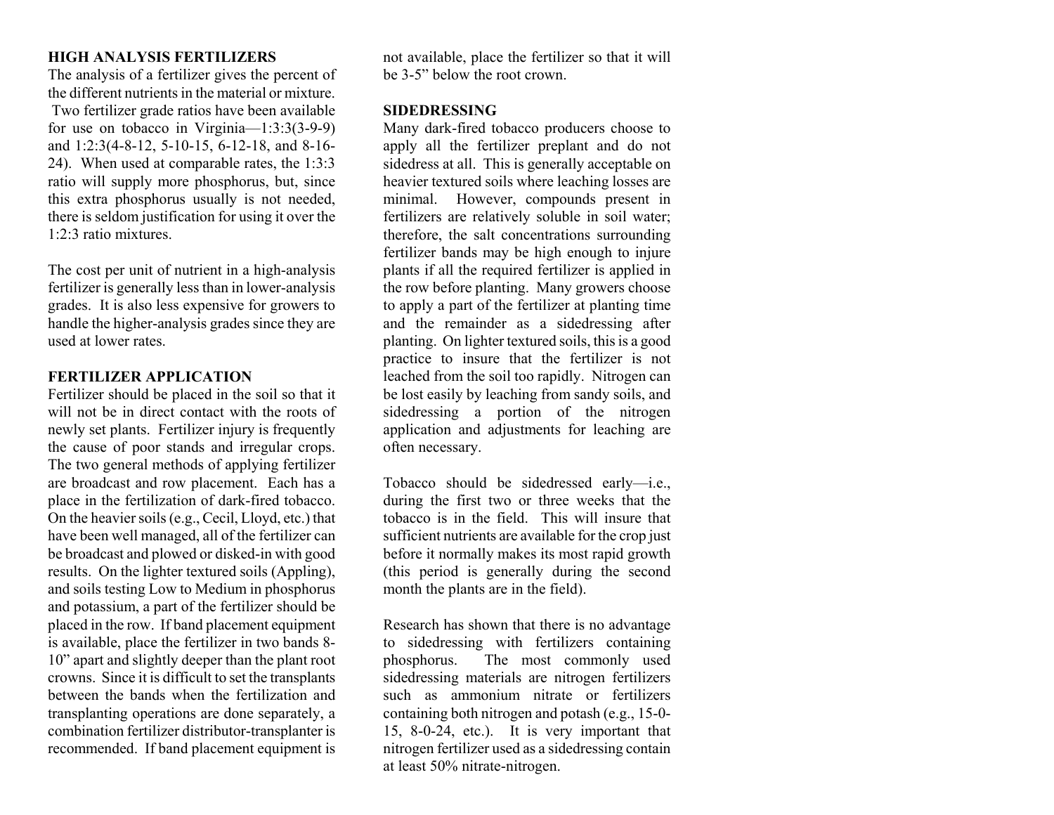## HIGH ANALYSIS FERTILIZERS

The analysis of a fertilizer gives the percent of the different nutrients in the material or mixture. Two fertilizer grade ratios have been available for use on tobacco in Virginia—1:3:3(3-9-9) and 1:2:3(4-8-12, 5-10-15, 6-12-18, and 8-16-24). When used at comparable rates, the 1:3:3 ratio will supply more phosphorus, but, since this extra phosphorus usually is not needed, there is seldom justification for using it over the 1:2:3 ratio mixtures.

The cost per unit of nutrient in a high-analysis fertilizer is generally less than in lower-analysis grades. It is also less expensive for growers to handle the higher-analysis grades since they are used at lower rates.

## FERTILIZER APPLICATION

Fertilizer should be placed in the soil so that it will not be in direct contact with the roots of newly set plants. Fertilizer injury is frequently the cause of poor stands and irregular crops. The two general methods of applying fertilizer are broadcast and row placement. Each has a place in the fertilization of dark-fired tobacco. On the heavier soils (e.g., Cecil, Lloyd, etc.) that have been well managed, all of the fertilizer can be broadcast and plowed or disked-in with good results. On the lighter textured soils (Appling), and soils testing Low to Medium in phosphorus and potassium, a part of the fertilizer should be placed in the row. If band placement equipment is available, place the fertilizer in two bands 8-10" apart and slightly deeper than the plant root crowns. Since it is difficult to set the transplants between the bands when the fertilization and transplanting operations are done separately, a combination fertilizer distributor-transplanter is recommended. If band placement equipment is not available, place the fertilizer so that it will be 3-5" below the root crown.

## SIDEDRESSING

Many dark-fired tobacco producers choose to apply all the fertilizer preplant and do not sidedress at all. This is generally acceptable on heavier textured soils where leaching losses are minimal. However, compounds present in fertilizers are relatively soluble in soil water; therefore, the salt concentrations surrounding fertilizer bands may be high enough to injure plants if all the required fertilizer is applied in the row before planting. Many growers choose to apply a part of the fertilizer at planting time and the remainder as a sidedressing after planting. On lighter textured soils, this is a good practice to insure that the fertilizer is not leached from the soil too rapidly. Nitrogen can be lost easily by leaching from sandy soils, and sidedressing a portion of the nitrogen application and adjustments for leaching are often necessary.

Tobacco should be sidedressed early—i.e., during the first two or three weeks that the tobacco is in the field. This will insure that sufficient nutrients are available for the crop just before it normally makes its most rapid growth (this period is generally during the second month the plants are in the field).

Research has shown that there is no advantage to sidedressing with fertilizers containing phosphorus. The most commonly used sidedressing materials are nitrogen fertilizers such as ammonium nitrate or fertilizers containing both nitrogen and potash (e.g., 15-0-15, 8-0-24, etc.). It is very important that nitrogen fertilizer used as a sidedressing contain at least 50% nitrate-nitrogen.